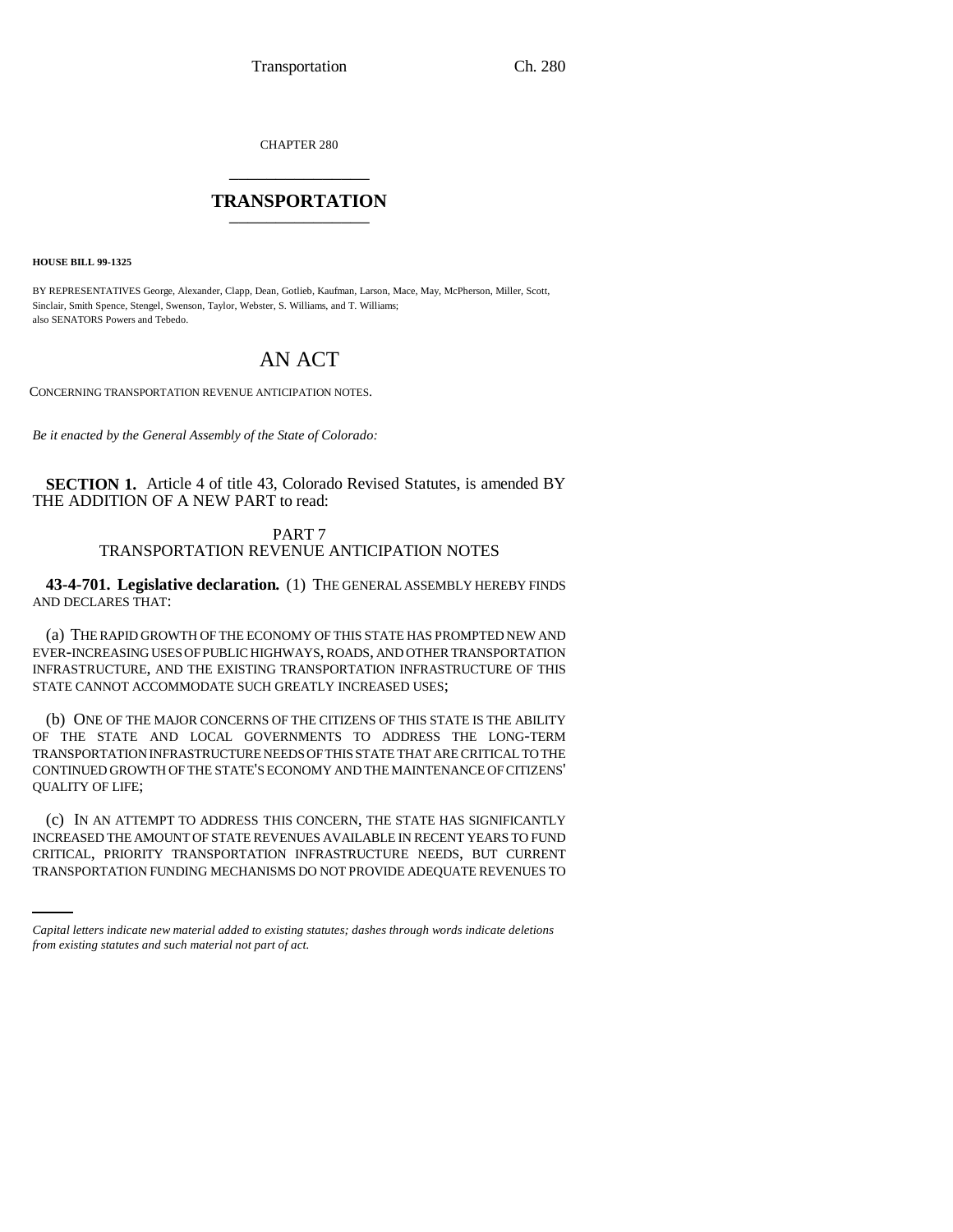CHAPTER 280

# TRANSPORTATION

**HOUSE BILL 99-1325**

BY REPRESENTATIVES George, Alexander, Clapp, Dean, Gotlieb, Kaufman, Larson, Mace, May, McPherson, Miller, Scott, Sinclair, Smith Spence, Stengel, Swenson, Taylor, Webster, S. Williams, and T. Williams;
also SENATORS Powers and Tebedo.

## AN ACT

CONCERNING TRANSPORTATION REVENUE ANTICIPATION NOTES.

*Be it enacted by the General Assembly of the State of Colorado:*

**SECTION 1.** Article 4 of title 43, Colorado Revised Statutes, is amended BY THE ADDITION OF A NEW PART to read:

PART 7
TRANSPORTATION REVENUE ANTICIPATION NOTES

**43-4-701. Legislative declaration.** (1) THE GENERAL ASSEMBLY HEREBY FINDS AND DECLARES THAT:

(a) THE RAPID GROWTH OF THE ECONOMY OF THIS STATE HAS PROMPTED NEW AND EVER-INCREASING USES OF PUBLIC HIGHWAYS, ROADS, AND OTHER TRANSPORTATION INFRASTRUCTURE, AND THE EXISTING TRANSPORTATION INFRASTRUCTURE OF THIS STATE CANNOT ACCOMMODATE SUCH GREATLY INCREASED USES;

(b) ONE OF THE MAJOR CONCERNS OF THE CITIZENS OF THIS STATE IS THE ABILITY OF THE STATE AND LOCAL GOVERNMENTS TO ADDRESS THE LONG-TERM TRANSPORTATION INFRASTRUCTURE NEEDS OF THIS STATE THAT ARE CRITICAL TO THE CONTINUED GROWTH OF THE STATE'S ECONOMY AND THE MAINTENANCE OF CITIZENS' QUALITY OF LIFE;

(c) IN AN ATTEMPT TO ADDRESS THIS CONCERN, THE STATE HAS SIGNIFICANTLY INCREASED THE AMOUNT OF STATE REVENUES AVAILABLE IN RECENT YEARS TO FUND CRITICAL, PRIORITY TRANSPORTATION INFRASTRUCTURE NEEDS, BUT CURRENT TRANSPORTATION FUNDING MECHANISMS DO NOT PROVIDE ADEQUATE REVENUES TO

*Capital letters indicate new material added to existing statutes; dashes through words indicate deletions from existing statutes and such material not part of act.*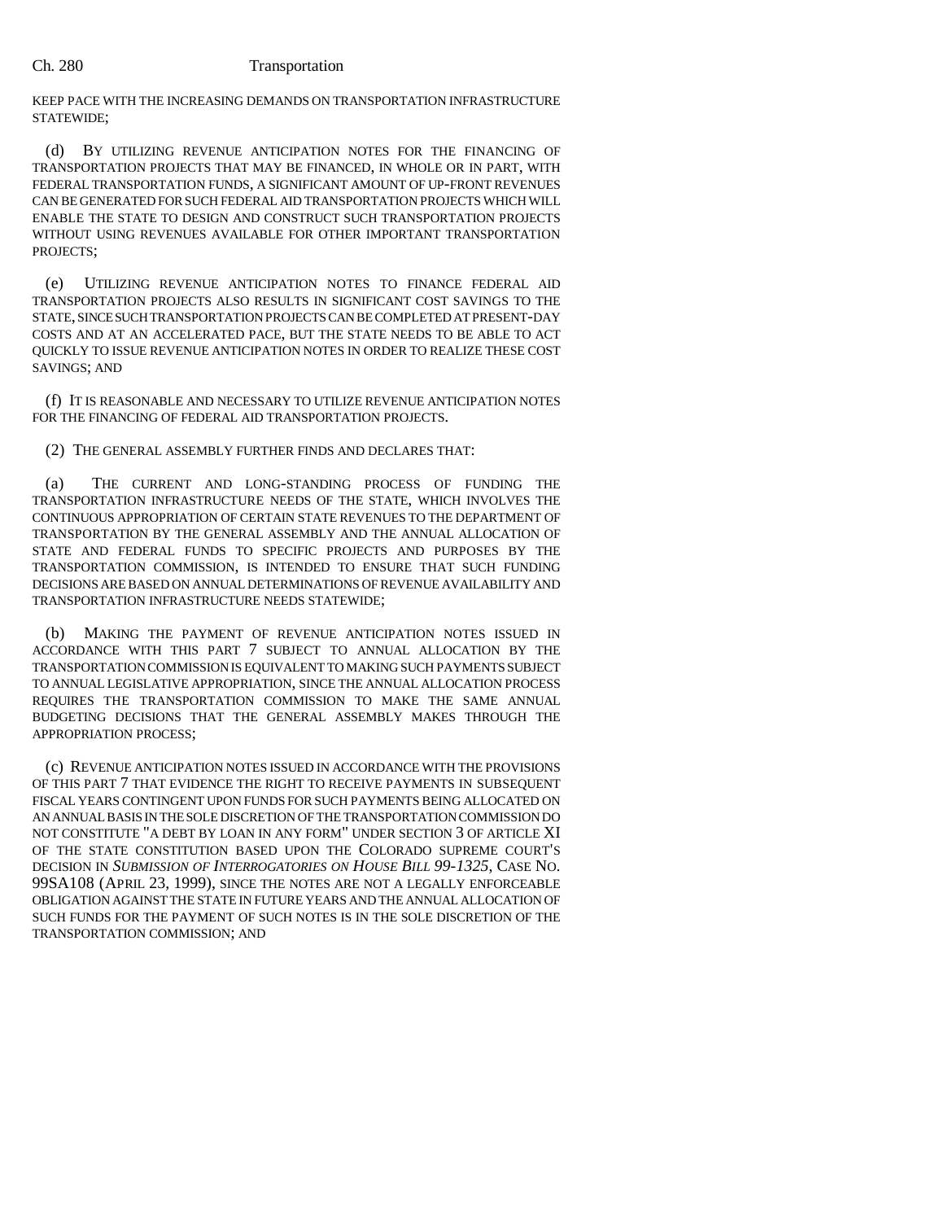KEEP PACE WITH THE INCREASING DEMANDS ON TRANSPORTATION INFRASTRUCTURE STATEWIDE;

(d) BY UTILIZING REVENUE ANTICIPATION NOTES FOR THE FINANCING OF TRANSPORTATION PROJECTS THAT MAY BE FINANCED, IN WHOLE OR IN PART, WITH FEDERAL TRANSPORTATION FUNDS, A SIGNIFICANT AMOUNT OF UP-FRONT REVENUES CAN BE GENERATED FOR SUCH FEDERAL AID TRANSPORTATION PROJECTS WHICH WILL ENABLE THE STATE TO DESIGN AND CONSTRUCT SUCH TRANSPORTATION PROJECTS WITHOUT USING REVENUES AVAILABLE FOR OTHER IMPORTANT TRANSPORTATION PROJECTS;

(e) UTILIZING REVENUE ANTICIPATION NOTES TO FINANCE FEDERAL AID TRANSPORTATION PROJECTS ALSO RESULTS IN SIGNIFICANT COST SAVINGS TO THE STATE, SINCE SUCH TRANSPORTATION PROJECTS CAN BE COMPLETED AT PRESENT-DAY COSTS AND AT AN ACCELERATED PACE, BUT THE STATE NEEDS TO BE ABLE TO ACT QUICKLY TO ISSUE REVENUE ANTICIPATION NOTES IN ORDER TO REALIZE THESE COST SAVINGS; AND

(f) IT IS REASONABLE AND NECESSARY TO UTILIZE REVENUE ANTICIPATION NOTES FOR THE FINANCING OF FEDERAL AID TRANSPORTATION PROJECTS.

(2) THE GENERAL ASSEMBLY FURTHER FINDS AND DECLARES THAT:

(a) THE CURRENT AND LONG-STANDING PROCESS OF FUNDING THE TRANSPORTATION INFRASTRUCTURE NEEDS OF THE STATE, WHICH INVOLVES THE CONTINUOUS APPROPRIATION OF CERTAIN STATE REVENUES TO THE DEPARTMENT OF TRANSPORTATION BY THE GENERAL ASSEMBLY AND THE ANNUAL ALLOCATION OF STATE AND FEDERAL FUNDS TO SPECIFIC PROJECTS AND PURPOSES BY THE TRANSPORTATION COMMISSION, IS INTENDED TO ENSURE THAT SUCH FUNDING DECISIONS ARE BASED ON ANNUAL DETERMINATIONS OF REVENUE AVAILABILITY AND TRANSPORTATION INFRASTRUCTURE NEEDS STATEWIDE;

(b) MAKING THE PAYMENT OF REVENUE ANTICIPATION NOTES ISSUED IN ACCORDANCE WITH THIS PART 7 SUBJECT TO ANNUAL ALLOCATION BY THE TRANSPORTATION COMMISSION IS EQUIVALENT TO MAKING SUCH PAYMENTS SUBJECT TO ANNUAL LEGISLATIVE APPROPRIATION, SINCE THE ANNUAL ALLOCATION PROCESS REQUIRES THE TRANSPORTATION COMMISSION TO MAKE THE SAME ANNUAL BUDGETING DECISIONS THAT THE GENERAL ASSEMBLY MAKES THROUGH THE APPROPRIATION PROCESS;

(c) REVENUE ANTICIPATION NOTES ISSUED IN ACCORDANCE WITH THE PROVISIONS OF THIS PART 7 THAT EVIDENCE THE RIGHT TO RECEIVE PAYMENTS IN SUBSEQUENT FISCAL YEARS CONTINGENT UPON FUNDS FOR SUCH PAYMENTS BEING ALLOCATED ON AN ANNUAL BASIS IN THE SOLE DISCRETION OF THE TRANSPORTATION COMMISSION DO NOT CONSTITUTE "A DEBT BY LOAN IN ANY FORM" UNDER SECTION 3 OF ARTICLE XI OF THE STATE CONSTITUTION BASED UPON THE COLORADO SUPREME COURT'S DECISION IN *SUBMISSION OF INTERROGATORIES ON HOUSE BILL 99-1325*, CASE NO. 99SA108 (APRIL 23, 1999), SINCE THE NOTES ARE NOT A LEGALLY ENFORCEABLE OBLIGATION AGAINST THE STATE IN FUTURE YEARS AND THE ANNUAL ALLOCATION OF SUCH FUNDS FOR THE PAYMENT OF SUCH NOTES IS IN THE SOLE DISCRETION OF THE TRANSPORTATION COMMISSION; AND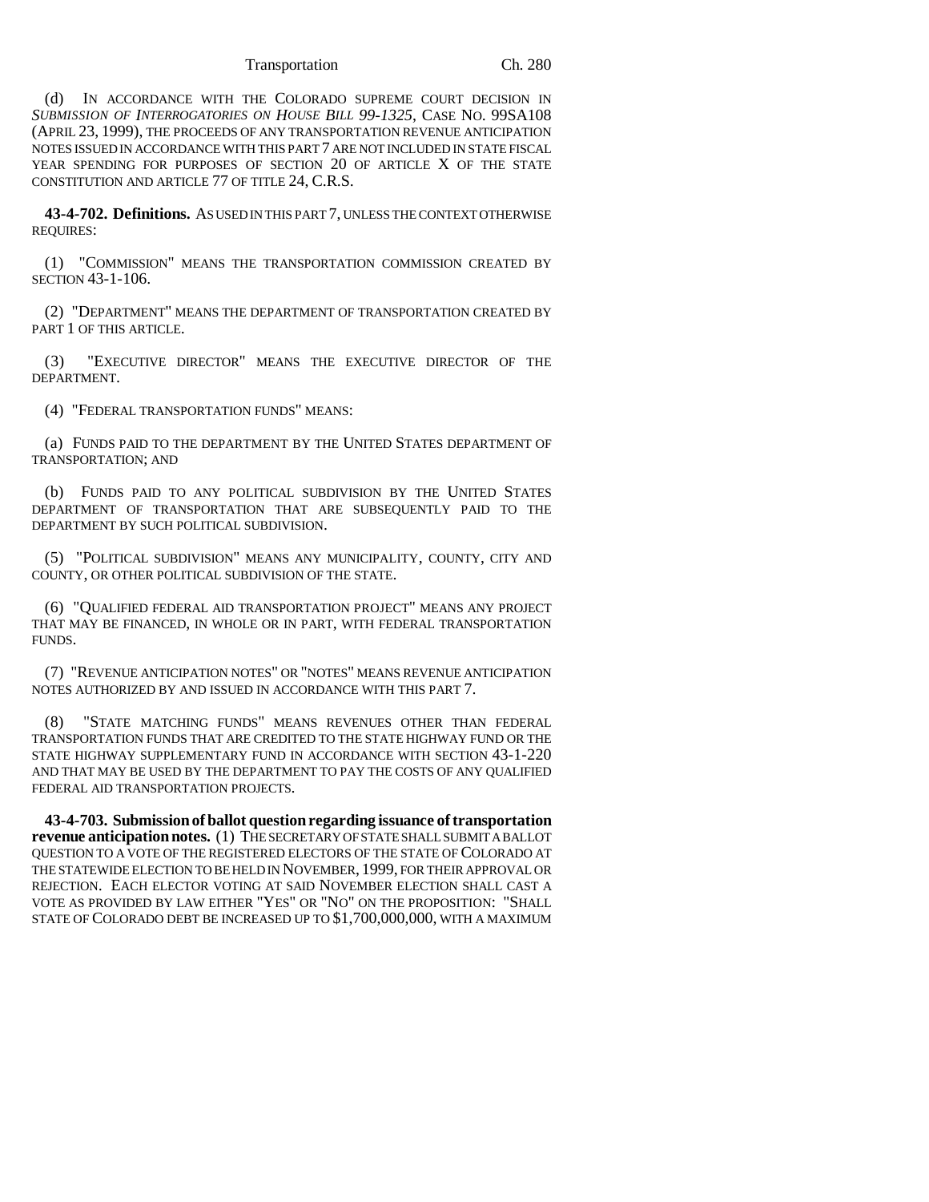(d) IN ACCORDANCE WITH THE COLORADO SUPREME COURT DECISION IN *SUBMISSION OF INTERROGATORIES ON HOUSE BILL 99-1325*, CASE NO. 99SA108 (APRIL 23, 1999), THE PROCEEDS OF ANY TRANSPORTATION REVENUE ANTICIPATION NOTES ISSUED IN ACCORDANCE WITH THIS PART 7 ARE NOT INCLUDED IN STATE FISCAL YEAR SPENDING FOR PURPOSES OF SECTION 20 OF ARTICLE X OF THE STATE CONSTITUTION AND ARTICLE 77 OF TITLE 24, C.R.S.

**43-4-702. Definitions.** AS USED IN THIS PART 7, UNLESS THE CONTEXT OTHERWISE REQUIRES:

(1) "COMMISSION" MEANS THE TRANSPORTATION COMMISSION CREATED BY SECTION 43-1-106.

(2) "DEPARTMENT" MEANS THE DEPARTMENT OF TRANSPORTATION CREATED BY PART 1 OF THIS ARTICLE.

(3) "EXECUTIVE DIRECTOR" MEANS THE EXECUTIVE DIRECTOR OF THE DEPARTMENT.

(4) "FEDERAL TRANSPORTATION FUNDS" MEANS:

(a) FUNDS PAID TO THE DEPARTMENT BY THE UNITED STATES DEPARTMENT OF TRANSPORTATION; AND

(b) FUNDS PAID TO ANY POLITICAL SUBDIVISION BY THE UNITED STATES DEPARTMENT OF TRANSPORTATION THAT ARE SUBSEQUENTLY PAID TO THE DEPARTMENT BY SUCH POLITICAL SUBDIVISION.

(5) "POLITICAL SUBDIVISION" MEANS ANY MUNICIPALITY, COUNTY, CITY AND COUNTY, OR OTHER POLITICAL SUBDIVISION OF THE STATE.

(6) "QUALIFIED FEDERAL AID TRANSPORTATION PROJECT" MEANS ANY PROJECT THAT MAY BE FINANCED, IN WHOLE OR IN PART, WITH FEDERAL TRANSPORTATION FUNDS.

(7) "REVENUE ANTICIPATION NOTES" OR "NOTES" MEANS REVENUE ANTICIPATION NOTES AUTHORIZED BY AND ISSUED IN ACCORDANCE WITH THIS PART 7.

(8) "STATE MATCHING FUNDS" MEANS REVENUES OTHER THAN FEDERAL TRANSPORTATION FUNDS THAT ARE CREDITED TO THE STATE HIGHWAY FUND OR THE STATE HIGHWAY SUPPLEMENTARY FUND IN ACCORDANCE WITH SECTION 43-1-220 AND THAT MAY BE USED BY THE DEPARTMENT TO PAY THE COSTS OF ANY QUALIFIED FEDERAL AID TRANSPORTATION PROJECTS.

**43-4-703. Submission of ballot question regarding issuance of transportation revenue anticipation notes.** (1) THE SECRETARY OF STATE SHALL SUBMIT A BALLOT QUESTION TO A VOTE OF THE REGISTERED ELECTORS OF THE STATE OF COLORADO AT THE STATEWIDE ELECTION TO BE HELD IN NOVEMBER, 1999, FOR THEIR APPROVAL OR REJECTION. EACH ELECTOR VOTING AT SAID NOVEMBER ELECTION SHALL CAST A VOTE AS PROVIDED BY LAW EITHER "YES" OR "NO" ON THE PROPOSITION: "SHALL STATE OF COLORADO DEBT BE INCREASED UP TO $1,700,000,000, WITH A MAXIMUM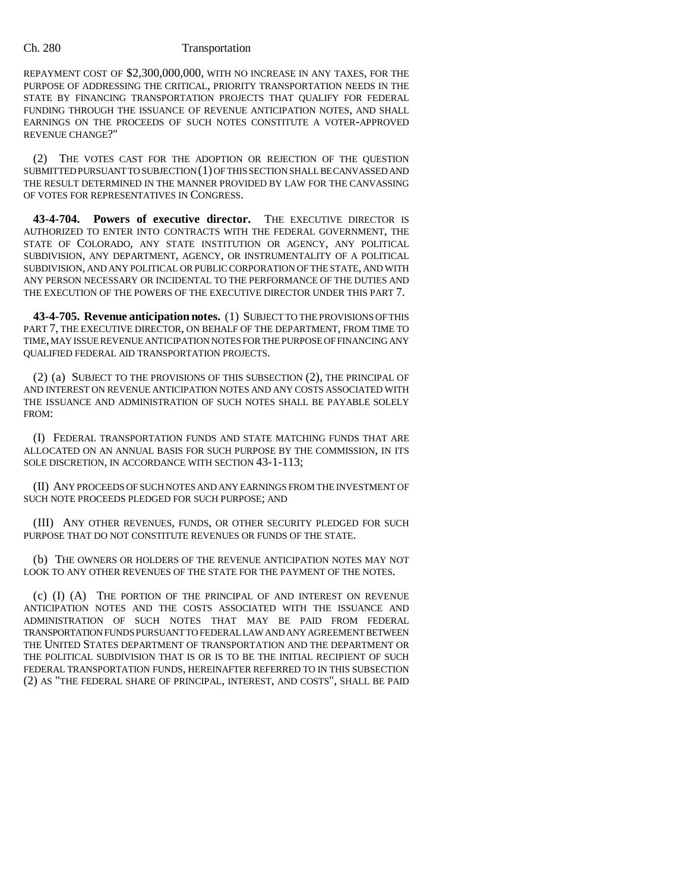REPAYMENT COST OF $2,300,000,000, WITH NO INCREASE IN ANY TAXES, FOR THE PURPOSE OF ADDRESSING THE CRITICAL, PRIORITY TRANSPORTATION NEEDS IN THE STATE BY FINANCING TRANSPORTATION PROJECTS THAT QUALIFY FOR FEDERAL FUNDING THROUGH THE ISSUANCE OF REVENUE ANTICIPATION NOTES, AND SHALL EARNINGS ON THE PROCEEDS OF SUCH NOTES CONSTITUTE A VOTER-APPROVED REVENUE CHANGE?"

(2) THE VOTES CAST FOR THE ADOPTION OR REJECTION OF THE QUESTION SUBMITTED PURSUANT TO SUBJECTION (1) OF THIS SECTION SHALL BE CANVASSED AND THE RESULT DETERMINED IN THE MANNER PROVIDED BY LAW FOR THE CANVASSING OF VOTES FOR REPRESENTATIVES IN CONGRESS.

**43-4-704. Powers of executive director.** THE EXECUTIVE DIRECTOR IS AUTHORIZED TO ENTER INTO CONTRACTS WITH THE FEDERAL GOVERNMENT, THE STATE OF COLORADO, ANY STATE INSTITUTION OR AGENCY, ANY POLITICAL SUBDIVISION, ANY DEPARTMENT, AGENCY, OR INSTRUMENTALITY OF A POLITICAL SUBDIVISION, AND ANY POLITICAL OR PUBLIC CORPORATION OF THE STATE, AND WITH ANY PERSON NECESSARY OR INCIDENTAL TO THE PERFORMANCE OF THE DUTIES AND THE EXECUTION OF THE POWERS OF THE EXECUTIVE DIRECTOR UNDER THIS PART 7.

**43-4-705. Revenue anticipation notes.** (1) SUBJECT TO THE PROVISIONS OF THIS PART 7, THE EXECUTIVE DIRECTOR, ON BEHALF OF THE DEPARTMENT, FROM TIME TO TIME, MAY ISSUE REVENUE ANTICIPATION NOTES FOR THE PURPOSE OF FINANCING ANY QUALIFIED FEDERAL AID TRANSPORTATION PROJECTS.

(2) (a) SUBJECT TO THE PROVISIONS OF THIS SUBSECTION (2), THE PRINCIPAL OF AND INTEREST ON REVENUE ANTICIPATION NOTES AND ANY COSTS ASSOCIATED WITH THE ISSUANCE AND ADMINISTRATION OF SUCH NOTES SHALL BE PAYABLE SOLELY FROM:

(I) FEDERAL TRANSPORTATION FUNDS AND STATE MATCHING FUNDS THAT ARE ALLOCATED ON AN ANNUAL BASIS FOR SUCH PURPOSE BY THE COMMISSION, IN ITS SOLE DISCRETION, IN ACCORDANCE WITH SECTION 43-1-113;

(II) ANY PROCEEDS OF SUCH NOTES AND ANY EARNINGS FROM THE INVESTMENT OF SUCH NOTE PROCEEDS PLEDGED FOR SUCH PURPOSE; AND

(III) ANY OTHER REVENUES, FUNDS, OR OTHER SECURITY PLEDGED FOR SUCH PURPOSE THAT DO NOT CONSTITUTE REVENUES OR FUNDS OF THE STATE.

(b) THE OWNERS OR HOLDERS OF THE REVENUE ANTICIPATION NOTES MAY NOT LOOK TO ANY OTHER REVENUES OF THE STATE FOR THE PAYMENT OF THE NOTES.

(c) (I) (A) THE PORTION OF THE PRINCIPAL OF AND INTEREST ON REVENUE ANTICIPATION NOTES AND THE COSTS ASSOCIATED WITH THE ISSUANCE AND ADMINISTRATION OF SUCH NOTES THAT MAY BE PAID FROM FEDERAL TRANSPORTATION FUNDS PURSUANT TO FEDERAL LAW AND ANY AGREEMENT BETWEEN THE UNITED STATES DEPARTMENT OF TRANSPORTATION AND THE DEPARTMENT OR THE POLITICAL SUBDIVISION THAT IS OR IS TO BE THE INITIAL RECIPIENT OF SUCH FEDERAL TRANSPORTATION FUNDS, HEREINAFTER REFERRED TO IN THIS SUBSECTION (2) AS "THE FEDERAL SHARE OF PRINCIPAL, INTEREST, AND COSTS", SHALL BE PAID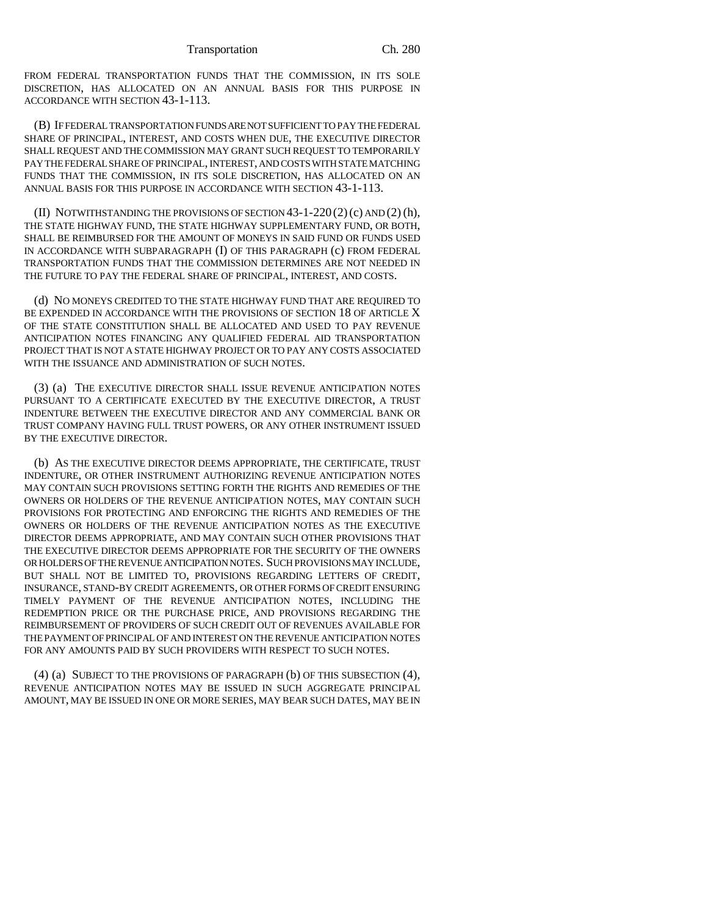FROM FEDERAL TRANSPORTATION FUNDS THAT THE COMMISSION, IN ITS SOLE DISCRETION, HAS ALLOCATED ON AN ANNUAL BASIS FOR THIS PURPOSE IN ACCORDANCE WITH SECTION 43-1-113.

(B) IF FEDERAL TRANSPORTATION FUNDS ARE NOT SUFFICIENT TO PAY THE FEDERAL SHARE OF PRINCIPAL, INTEREST, AND COSTS WHEN DUE, THE EXECUTIVE DIRECTOR SHALL REQUEST AND THE COMMISSION MAY GRANT SUCH REQUEST TO TEMPORARILY PAY THE FEDERAL SHARE OF PRINCIPAL, INTEREST, AND COSTS WITH STATE MATCHING FUNDS THAT THE COMMISSION, IN ITS SOLE DISCRETION, HAS ALLOCATED ON AN ANNUAL BASIS FOR THIS PURPOSE IN ACCORDANCE WITH SECTION 43-1-113.

(II) NOTWITHSTANDING THE PROVISIONS OF SECTION 43-1-220 (2) (c) AND (2) (h), THE STATE HIGHWAY FUND, THE STATE HIGHWAY SUPPLEMENTARY FUND, OR BOTH, SHALL BE REIMBURSED FOR THE AMOUNT OF MONEYS IN SAID FUND OR FUNDS USED IN ACCORDANCE WITH SUBPARAGRAPH (I) OF THIS PARAGRAPH (c) FROM FEDERAL TRANSPORTATION FUNDS THAT THE COMMISSION DETERMINES ARE NOT NEEDED IN THE FUTURE TO PAY THE FEDERAL SHARE OF PRINCIPAL, INTEREST, AND COSTS.

(d) NO MONEYS CREDITED TO THE STATE HIGHWAY FUND THAT ARE REQUIRED TO BE EXPENDED IN ACCORDANCE WITH THE PROVISIONS OF SECTION 18 OF ARTICLE X OF THE STATE CONSTITUTION SHALL BE ALLOCATED AND USED TO PAY REVENUE ANTICIPATION NOTES FINANCING ANY QUALIFIED FEDERAL AID TRANSPORTATION PROJECT THAT IS NOT A STATE HIGHWAY PROJECT OR TO PAY ANY COSTS ASSOCIATED WITH THE ISSUANCE AND ADMINISTRATION OF SUCH NOTES.

(3) (a) THE EXECUTIVE DIRECTOR SHALL ISSUE REVENUE ANTICIPATION NOTES PURSUANT TO A CERTIFICATE EXECUTED BY THE EXECUTIVE DIRECTOR, A TRUST INDENTURE BETWEEN THE EXECUTIVE DIRECTOR AND ANY COMMERCIAL BANK OR TRUST COMPANY HAVING FULL TRUST POWERS, OR ANY OTHER INSTRUMENT ISSUED BY THE EXECUTIVE DIRECTOR.

(b) AS THE EXECUTIVE DIRECTOR DEEMS APPROPRIATE, THE CERTIFICATE, TRUST INDENTURE, OR OTHER INSTRUMENT AUTHORIZING REVENUE ANTICIPATION NOTES MAY CONTAIN SUCH PROVISIONS SETTING FORTH THE RIGHTS AND REMEDIES OF THE OWNERS OR HOLDERS OF THE REVENUE ANTICIPATION NOTES, MAY CONTAIN SUCH PROVISIONS FOR PROTECTING AND ENFORCING THE RIGHTS AND REMEDIES OF THE OWNERS OR HOLDERS OF THE REVENUE ANTICIPATION NOTES AS THE EXECUTIVE DIRECTOR DEEMS APPROPRIATE, AND MAY CONTAIN SUCH OTHER PROVISIONS THAT THE EXECUTIVE DIRECTOR DEEMS APPROPRIATE FOR THE SECURITY OF THE OWNERS OR HOLDERS OF THE REVENUE ANTICIPATION NOTES. SUCH PROVISIONS MAY INCLUDE, BUT SHALL NOT BE LIMITED TO, PROVISIONS REGARDING LETTERS OF CREDIT, INSURANCE, STAND-BY CREDIT AGREEMENTS, OR OTHER FORMS OF CREDIT ENSURING TIMELY PAYMENT OF THE REVENUE ANTICIPATION NOTES, INCLUDING THE REDEMPTION PRICE OR THE PURCHASE PRICE, AND PROVISIONS REGARDING THE REIMBURSEMENT OF PROVIDERS OF SUCH CREDIT OUT OF REVENUES AVAILABLE FOR THE PAYMENT OF PRINCIPAL OF AND INTEREST ON THE REVENUE ANTICIPATION NOTES FOR ANY AMOUNTS PAID BY SUCH PROVIDERS WITH RESPECT TO SUCH NOTES.

(4) (a) SUBJECT TO THE PROVISIONS OF PARAGRAPH (b) OF THIS SUBSECTION (4), REVENUE ANTICIPATION NOTES MAY BE ISSUED IN SUCH AGGREGATE PRINCIPAL AMOUNT, MAY BE ISSUED IN ONE OR MORE SERIES, MAY BEAR SUCH DATES, MAY BE IN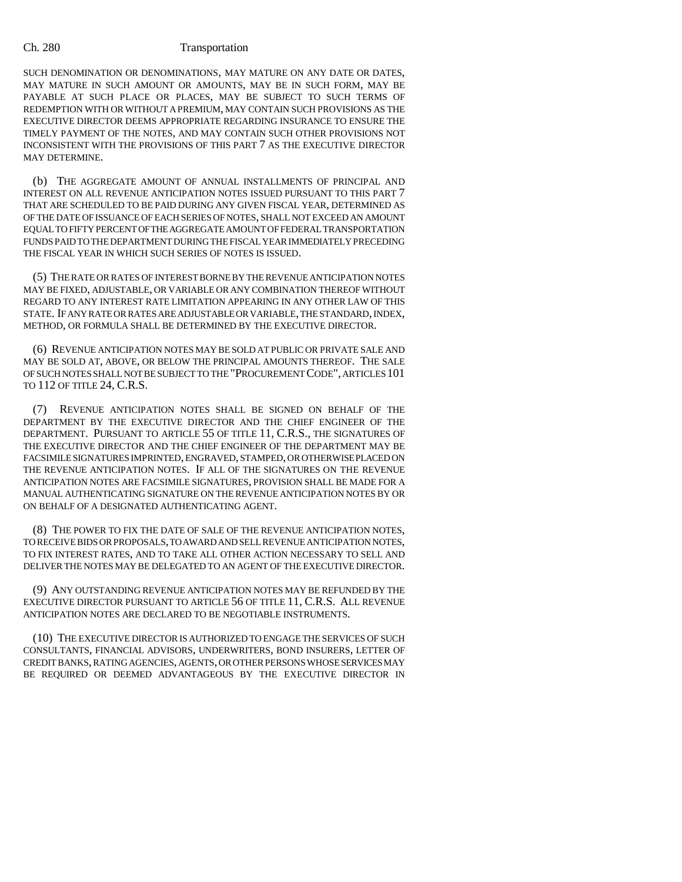SUCH DENOMINATION OR DENOMINATIONS, MAY MATURE ON ANY DATE OR DATES, MAY MATURE IN SUCH AMOUNT OR AMOUNTS, MAY BE IN SUCH FORM, MAY BE PAYABLE AT SUCH PLACE OR PLACES, MAY BE SUBJECT TO SUCH TERMS OF REDEMPTION WITH OR WITHOUT A PREMIUM, MAY CONTAIN SUCH PROVISIONS AS THE EXECUTIVE DIRECTOR DEEMS APPROPRIATE REGARDING INSURANCE TO ENSURE THE TIMELY PAYMENT OF THE NOTES, AND MAY CONTAIN SUCH OTHER PROVISIONS NOT INCONSISTENT WITH THE PROVISIONS OF THIS PART 7 AS THE EXECUTIVE DIRECTOR MAY DETERMINE.

(b) THE AGGREGATE AMOUNT OF ANNUAL INSTALLMENTS OF PRINCIPAL AND INTEREST ON ALL REVENUE ANTICIPATION NOTES ISSUED PURSUANT TO THIS PART 7 THAT ARE SCHEDULED TO BE PAID DURING ANY GIVEN FISCAL YEAR, DETERMINED AS OF THE DATE OF ISSUANCE OF EACH SERIES OF NOTES, SHALL NOT EXCEED AN AMOUNT EQUAL TO FIFTY PERCENT OF THE AGGREGATE AMOUNT OF FEDERAL TRANSPORTATION FUNDS PAID TO THE DEPARTMENT DURING THE FISCAL YEAR IMMEDIATELY PRECEDING THE FISCAL YEAR IN WHICH SUCH SERIES OF NOTES IS ISSUED.

(5) THE RATE OR RATES OF INTEREST BORNE BY THE REVENUE ANTICIPATION NOTES MAY BE FIXED, ADJUSTABLE, OR VARIABLE OR ANY COMBINATION THEREOF WITHOUT REGARD TO ANY INTEREST RATE LIMITATION APPEARING IN ANY OTHER LAW OF THIS STATE. IF ANY RATE OR RATES ARE ADJUSTABLE OR VARIABLE, THE STANDARD, INDEX, METHOD, OR FORMULA SHALL BE DETERMINED BY THE EXECUTIVE DIRECTOR.

(6) REVENUE ANTICIPATION NOTES MAY BE SOLD AT PUBLIC OR PRIVATE SALE AND MAY BE SOLD AT, ABOVE, OR BELOW THE PRINCIPAL AMOUNTS THEREOF. THE SALE OF SUCH NOTES SHALL NOT BE SUBJECT TO THE "PROCUREMENT CODE", ARTICLES 101 TO 112 OF TITLE 24, C.R.S.

(7) REVENUE ANTICIPATION NOTES SHALL BE SIGNED ON BEHALF OF THE DEPARTMENT BY THE EXECUTIVE DIRECTOR AND THE CHIEF ENGINEER OF THE DEPARTMENT. PURSUANT TO ARTICLE 55 OF TITLE 11, C.R.S., THE SIGNATURES OF THE EXECUTIVE DIRECTOR AND THE CHIEF ENGINEER OF THE DEPARTMENT MAY BE FACSIMILE SIGNATURES IMPRINTED, ENGRAVED, STAMPED, OR OTHERWISE PLACED ON THE REVENUE ANTICIPATION NOTES. IF ALL OF THE SIGNATURES ON THE REVENUE ANTICIPATION NOTES ARE FACSIMILE SIGNATURES, PROVISION SHALL BE MADE FOR A MANUAL AUTHENTICATING SIGNATURE ON THE REVENUE ANTICIPATION NOTES BY OR ON BEHALF OF A DESIGNATED AUTHENTICATING AGENT.

(8) THE POWER TO FIX THE DATE OF SALE OF THE REVENUE ANTICIPATION NOTES, TO RECEIVE BIDS OR PROPOSALS, TO AWARD AND SELL REVENUE ANTICIPATION NOTES, TO FIX INTEREST RATES, AND TO TAKE ALL OTHER ACTION NECESSARY TO SELL AND DELIVER THE NOTES MAY BE DELEGATED TO AN AGENT OF THE EXECUTIVE DIRECTOR.

(9) ANY OUTSTANDING REVENUE ANTICIPATION NOTES MAY BE REFUNDED BY THE EXECUTIVE DIRECTOR PURSUANT TO ARTICLE 56 OF TITLE 11, C.R.S. ALL REVENUE ANTICIPATION NOTES ARE DECLARED TO BE NEGOTIABLE INSTRUMENTS.

(10) THE EXECUTIVE DIRECTOR IS AUTHORIZED TO ENGAGE THE SERVICES OF SUCH CONSULTANTS, FINANCIAL ADVISORS, UNDERWRITERS, BOND INSURERS, LETTER OF CREDIT BANKS, RATING AGENCIES, AGENTS, OR OTHER PERSONS WHOSE SERVICES MAY BE REQUIRED OR DEEMED ADVANTAGEOUS BY THE EXECUTIVE DIRECTOR IN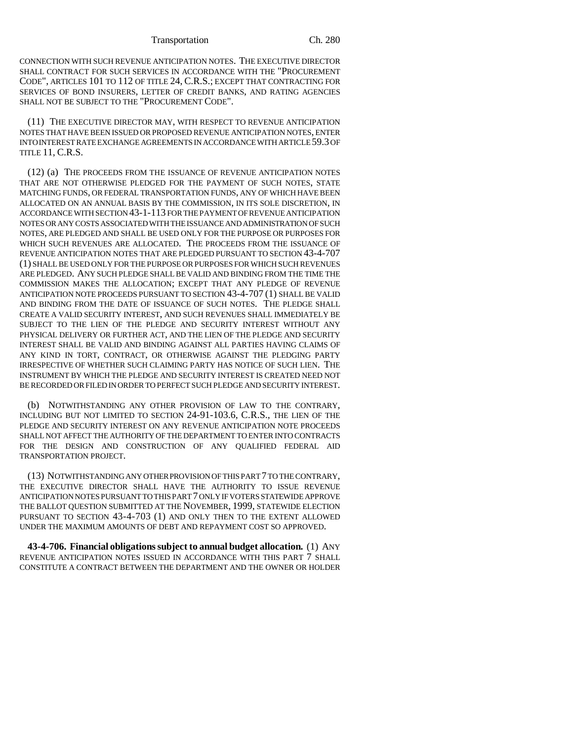CONNECTION WITH SUCH REVENUE ANTICIPATION NOTES. THE EXECUTIVE DIRECTOR SHALL CONTRACT FOR SUCH SERVICES IN ACCORDANCE WITH THE "PROCUREMENT CODE", ARTICLES 101 TO 112 OF TITLE 24, C.R.S.; EXCEPT THAT CONTRACTING FOR SERVICES OF BOND INSURERS, LETTER OF CREDIT BANKS, AND RATING AGENCIES SHALL NOT BE SUBJECT TO THE "PROCUREMENT CODE".

(11) THE EXECUTIVE DIRECTOR MAY, WITH RESPECT TO REVENUE ANTICIPATION NOTES THAT HAVE BEEN ISSUED OR PROPOSED REVENUE ANTICIPATION NOTES, ENTER INTO INTEREST RATE EXCHANGE AGREEMENTS IN ACCORDANCE WITH ARTICLE 59.3 OF TITLE 11, C.R.S.

(12) (a) THE PROCEEDS FROM THE ISSUANCE OF REVENUE ANTICIPATION NOTES THAT ARE NOT OTHERWISE PLEDGED FOR THE PAYMENT OF SUCH NOTES, STATE MATCHING FUNDS, OR FEDERAL TRANSPORTATION FUNDS, ANY OF WHICH HAVE BEEN ALLOCATED ON AN ANNUAL BASIS BY THE COMMISSION, IN ITS SOLE DISCRETION, IN ACCORDANCE WITH SECTION 43-1-113 FOR THE PAYMENT OF REVENUE ANTICIPATION NOTES OR ANY COSTS ASSOCIATED WITH THE ISSUANCE AND ADMINISTRATION OF SUCH NOTES, ARE PLEDGED AND SHALL BE USED ONLY FOR THE PURPOSE OR PURPOSES FOR WHICH SUCH REVENUES ARE ALLOCATED. THE PROCEEDS FROM THE ISSUANCE OF REVENUE ANTICIPATION NOTES THAT ARE PLEDGED PURSUANT TO SECTION 43-4-707 (1) SHALL BE USED ONLY FOR THE PURPOSE OR PURPOSES FOR WHICH SUCH REVENUES ARE PLEDGED. ANY SUCH PLEDGE SHALL BE VALID AND BINDING FROM THE TIME THE COMMISSION MAKES THE ALLOCATION; EXCEPT THAT ANY PLEDGE OF REVENUE ANTICIPATION NOTE PROCEEDS PURSUANT TO SECTION 43-4-707 (1) SHALL BE VALID AND BINDING FROM THE DATE OF ISSUANCE OF SUCH NOTES. THE PLEDGE SHALL CREATE A VALID SECURITY INTEREST, AND SUCH REVENUES SHALL IMMEDIATELY BE SUBJECT TO THE LIEN OF THE PLEDGE AND SECURITY INTEREST WITHOUT ANY PHYSICAL DELIVERY OR FURTHER ACT, AND THE LIEN OF THE PLEDGE AND SECURITY INTEREST SHALL BE VALID AND BINDING AGAINST ALL PARTIES HAVING CLAIMS OF ANY KIND IN TORT, CONTRACT, OR OTHERWISE AGAINST THE PLEDGING PARTY IRRESPECTIVE OF WHETHER SUCH CLAIMING PARTY HAS NOTICE OF SUCH LIEN. THE INSTRUMENT BY WHICH THE PLEDGE AND SECURITY INTEREST IS CREATED NEED NOT BE RECORDED OR FILED IN ORDER TO PERFECT SUCH PLEDGE AND SECURITY INTEREST.

(b) NOTWITHSTANDING ANY OTHER PROVISION OF LAW TO THE CONTRARY, INCLUDING BUT NOT LIMITED TO SECTION 24-91-103.6, C.R.S., THE LIEN OF THE PLEDGE AND SECURITY INTEREST ON ANY REVENUE ANTICIPATION NOTE PROCEEDS SHALL NOT AFFECT THE AUTHORITY OF THE DEPARTMENT TO ENTER INTO CONTRACTS FOR THE DESIGN AND CONSTRUCTION OF ANY QUALIFIED FEDERAL AID TRANSPORTATION PROJECT.

(13) NOTWITHSTANDING ANY OTHER PROVISION OF THIS PART 7 TO THE CONTRARY, THE EXECUTIVE DIRECTOR SHALL HAVE THE AUTHORITY TO ISSUE REVENUE ANTICIPATION NOTES PURSUANT TO THIS PART 7 ONLY IF VOTERS STATEWIDE APPROVE THE BALLOT QUESTION SUBMITTED AT THE NOVEMBER, 1999, STATEWIDE ELECTION PURSUANT TO SECTION 43-4-703 (1) AND ONLY THEN TO THE EXTENT ALLOWED UNDER THE MAXIMUM AMOUNTS OF DEBT AND REPAYMENT COST SO APPROVED.

**43-4-706. Financial obligations subject to annual budget allocation.** (1) ANY REVENUE ANTICIPATION NOTES ISSUED IN ACCORDANCE WITH THIS PART 7 SHALL CONSTITUTE A CONTRACT BETWEEN THE DEPARTMENT AND THE OWNER OR HOLDER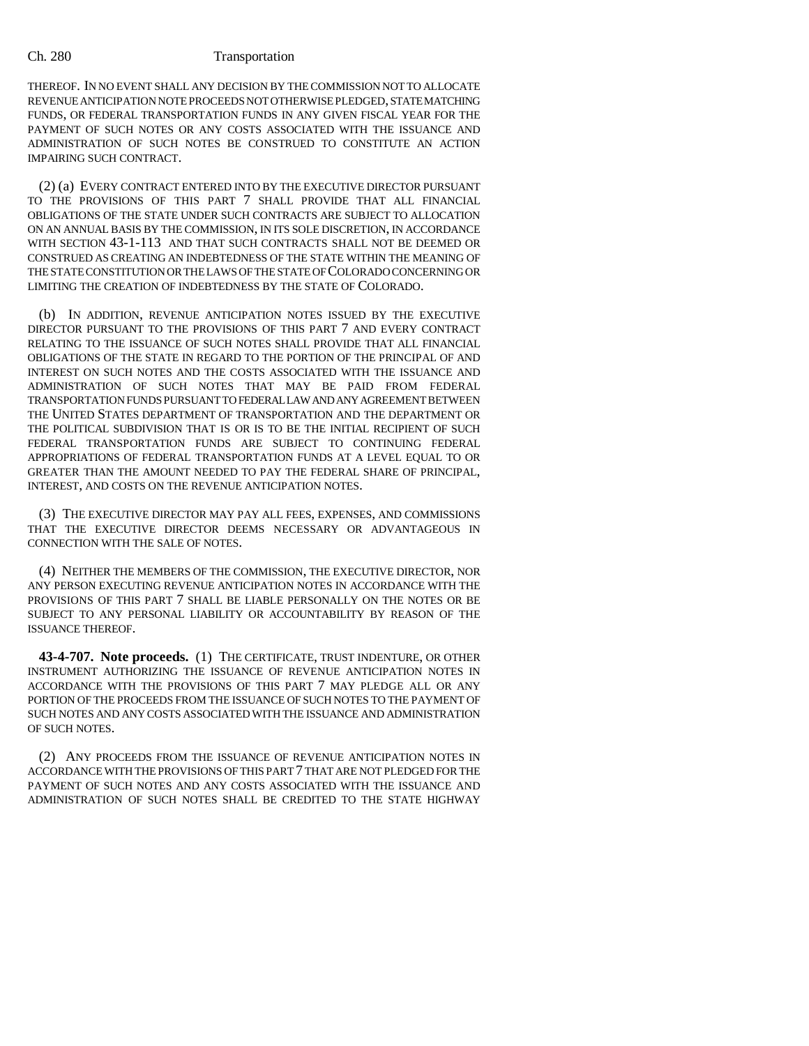THEREOF. IN NO EVENT SHALL ANY DECISION BY THE COMMISSION NOT TO ALLOCATE REVENUE ANTICIPATION NOTE PROCEEDS NOT OTHERWISE PLEDGED, STATE MATCHING FUNDS, OR FEDERAL TRANSPORTATION FUNDS IN ANY GIVEN FISCAL YEAR FOR THE PAYMENT OF SUCH NOTES OR ANY COSTS ASSOCIATED WITH THE ISSUANCE AND ADMINISTRATION OF SUCH NOTES BE CONSTRUED TO CONSTITUTE AN ACTION IMPAIRING SUCH CONTRACT.

(2) (a) EVERY CONTRACT ENTERED INTO BY THE EXECUTIVE DIRECTOR PURSUANT TO THE PROVISIONS OF THIS PART 7 SHALL PROVIDE THAT ALL FINANCIAL OBLIGATIONS OF THE STATE UNDER SUCH CONTRACTS ARE SUBJECT TO ALLOCATION ON AN ANNUAL BASIS BY THE COMMISSION, IN ITS SOLE DISCRETION, IN ACCORDANCE WITH SECTION 43-1-113 AND THAT SUCH CONTRACTS SHALL NOT BE DEEMED OR CONSTRUED AS CREATING AN INDEBTEDNESS OF THE STATE WITHIN THE MEANING OF THE STATE CONSTITUTION OR THE LAWS OF THE STATE OF COLORADO CONCERNING OR LIMITING THE CREATION OF INDEBTEDNESS BY THE STATE OF COLORADO.

(b) IN ADDITION, REVENUE ANTICIPATION NOTES ISSUED BY THE EXECUTIVE DIRECTOR PURSUANT TO THE PROVISIONS OF THIS PART 7 AND EVERY CONTRACT RELATING TO THE ISSUANCE OF SUCH NOTES SHALL PROVIDE THAT ALL FINANCIAL OBLIGATIONS OF THE STATE IN REGARD TO THE PORTION OF THE PRINCIPAL OF AND INTEREST ON SUCH NOTES AND THE COSTS ASSOCIATED WITH THE ISSUANCE AND ADMINISTRATION OF SUCH NOTES THAT MAY BE PAID FROM FEDERAL TRANSPORTATION FUNDS PURSUANT TO FEDERAL LAW AND ANY AGREEMENT BETWEEN THE UNITED STATES DEPARTMENT OF TRANSPORTATION AND THE DEPARTMENT OR THE POLITICAL SUBDIVISION THAT IS OR IS TO BE THE INITIAL RECIPIENT OF SUCH FEDERAL TRANSPORTATION FUNDS ARE SUBJECT TO CONTINUING FEDERAL APPROPRIATIONS OF FEDERAL TRANSPORTATION FUNDS AT A LEVEL EQUAL TO OR GREATER THAN THE AMOUNT NEEDED TO PAY THE FEDERAL SHARE OF PRINCIPAL, INTEREST, AND COSTS ON THE REVENUE ANTICIPATION NOTES.

(3) THE EXECUTIVE DIRECTOR MAY PAY ALL FEES, EXPENSES, AND COMMISSIONS THAT THE EXECUTIVE DIRECTOR DEEMS NECESSARY OR ADVANTAGEOUS IN CONNECTION WITH THE SALE OF NOTES.

(4) NEITHER THE MEMBERS OF THE COMMISSION, THE EXECUTIVE DIRECTOR, NOR ANY PERSON EXECUTING REVENUE ANTICIPATION NOTES IN ACCORDANCE WITH THE PROVISIONS OF THIS PART 7 SHALL BE LIABLE PERSONALLY ON THE NOTES OR BE SUBJECT TO ANY PERSONAL LIABILITY OR ACCOUNTABILITY BY REASON OF THE ISSUANCE THEREOF.

**43-4-707. Note proceeds.** (1) THE CERTIFICATE, TRUST INDENTURE, OR OTHER INSTRUMENT AUTHORIZING THE ISSUANCE OF REVENUE ANTICIPATION NOTES IN ACCORDANCE WITH THE PROVISIONS OF THIS PART 7 MAY PLEDGE ALL OR ANY PORTION OF THE PROCEEDS FROM THE ISSUANCE OF SUCH NOTES TO THE PAYMENT OF SUCH NOTES AND ANY COSTS ASSOCIATED WITH THE ISSUANCE AND ADMINISTRATION OF SUCH NOTES.

(2) ANY PROCEEDS FROM THE ISSUANCE OF REVENUE ANTICIPATION NOTES IN ACCORDANCE WITH THE PROVISIONS OF THIS PART 7 THAT ARE NOT PLEDGED FOR THE PAYMENT OF SUCH NOTES AND ANY COSTS ASSOCIATED WITH THE ISSUANCE AND ADMINISTRATION OF SUCH NOTES SHALL BE CREDITED TO THE STATE HIGHWAY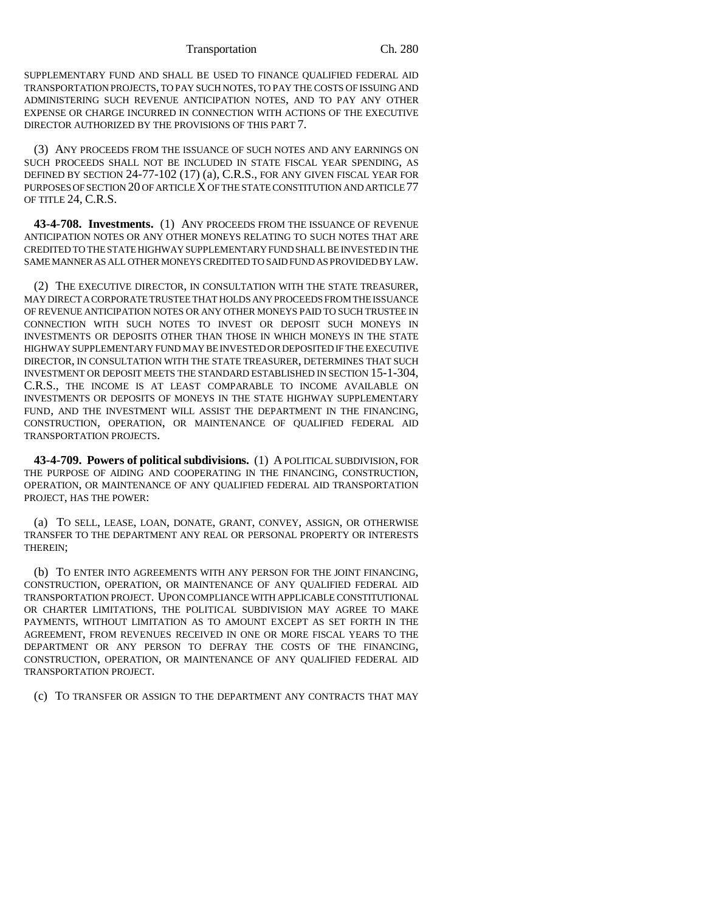SUPPLEMENTARY FUND AND SHALL BE USED TO FINANCE QUALIFIED FEDERAL AID TRANSPORTATION PROJECTS, TO PAY SUCH NOTES, TO PAY THE COSTS OF ISSUING AND ADMINISTERING SUCH REVENUE ANTICIPATION NOTES, AND TO PAY ANY OTHER EXPENSE OR CHARGE INCURRED IN CONNECTION WITH ACTIONS OF THE EXECUTIVE DIRECTOR AUTHORIZED BY THE PROVISIONS OF THIS PART 7.

(3) ANY PROCEEDS FROM THE ISSUANCE OF SUCH NOTES AND ANY EARNINGS ON SUCH PROCEEDS SHALL NOT BE INCLUDED IN STATE FISCAL YEAR SPENDING, AS DEFINED BY SECTION 24-77-102 (17) (a), C.R.S., FOR ANY GIVEN FISCAL YEAR FOR PURPOSES OF SECTION 20 OF ARTICLE X OF THE STATE CONSTITUTION AND ARTICLE 77 OF TITLE 24, C.R.S.

**43-4-708. Investments.** (1) ANY PROCEEDS FROM THE ISSUANCE OF REVENUE ANTICIPATION NOTES OR ANY OTHER MONEYS RELATING TO SUCH NOTES THAT ARE CREDITED TO THE STATE HIGHWAY SUPPLEMENTARY FUND SHALL BE INVESTED IN THE SAME MANNER AS ALL OTHER MONEYS CREDITED TO SAID FUND AS PROVIDED BY LAW.

(2) THE EXECUTIVE DIRECTOR, IN CONSULTATION WITH THE STATE TREASURER, MAY DIRECT A CORPORATE TRUSTEE THAT HOLDS ANY PROCEEDS FROM THE ISSUANCE OF REVENUE ANTICIPATION NOTES OR ANY OTHER MONEYS PAID TO SUCH TRUSTEE IN CONNECTION WITH SUCH NOTES TO INVEST OR DEPOSIT SUCH MONEYS IN INVESTMENTS OR DEPOSITS OTHER THAN THOSE IN WHICH MONEYS IN THE STATE HIGHWAY SUPPLEMENTARY FUND MAY BE INVESTED OR DEPOSITED IF THE EXECUTIVE DIRECTOR, IN CONSULTATION WITH THE STATE TREASURER, DETERMINES THAT SUCH INVESTMENT OR DEPOSIT MEETS THE STANDARD ESTABLISHED IN SECTION 15-1-304, C.R.S., THE INCOME IS AT LEAST COMPARABLE TO INCOME AVAILABLE ON INVESTMENTS OR DEPOSITS OF MONEYS IN THE STATE HIGHWAY SUPPLEMENTARY FUND, AND THE INVESTMENT WILL ASSIST THE DEPARTMENT IN THE FINANCING, CONSTRUCTION, OPERATION, OR MAINTENANCE OF QUALIFIED FEDERAL AID TRANSPORTATION PROJECTS.

**43-4-709. Powers of political subdivisions.** (1) A POLITICAL SUBDIVISION, FOR THE PURPOSE OF AIDING AND COOPERATING IN THE FINANCING, CONSTRUCTION, OPERATION, OR MAINTENANCE OF ANY QUALIFIED FEDERAL AID TRANSPORTATION PROJECT, HAS THE POWER:

(a) TO SELL, LEASE, LOAN, DONATE, GRANT, CONVEY, ASSIGN, OR OTHERWISE TRANSFER TO THE DEPARTMENT ANY REAL OR PERSONAL PROPERTY OR INTERESTS THEREIN;

(b) TO ENTER INTO AGREEMENTS WITH ANY PERSON FOR THE JOINT FINANCING, CONSTRUCTION, OPERATION, OR MAINTENANCE OF ANY QUALIFIED FEDERAL AID TRANSPORTATION PROJECT. UPON COMPLIANCE WITH APPLICABLE CONSTITUTIONAL OR CHARTER LIMITATIONS, THE POLITICAL SUBDIVISION MAY AGREE TO MAKE PAYMENTS, WITHOUT LIMITATION AS TO AMOUNT EXCEPT AS SET FORTH IN THE AGREEMENT, FROM REVENUES RECEIVED IN ONE OR MORE FISCAL YEARS TO THE DEPARTMENT OR ANY PERSON TO DEFRAY THE COSTS OF THE FINANCING, CONSTRUCTION, OPERATION, OR MAINTENANCE OF ANY QUALIFIED FEDERAL AID TRANSPORTATION PROJECT.

(c) TO TRANSFER OR ASSIGN TO THE DEPARTMENT ANY CONTRACTS THAT MAY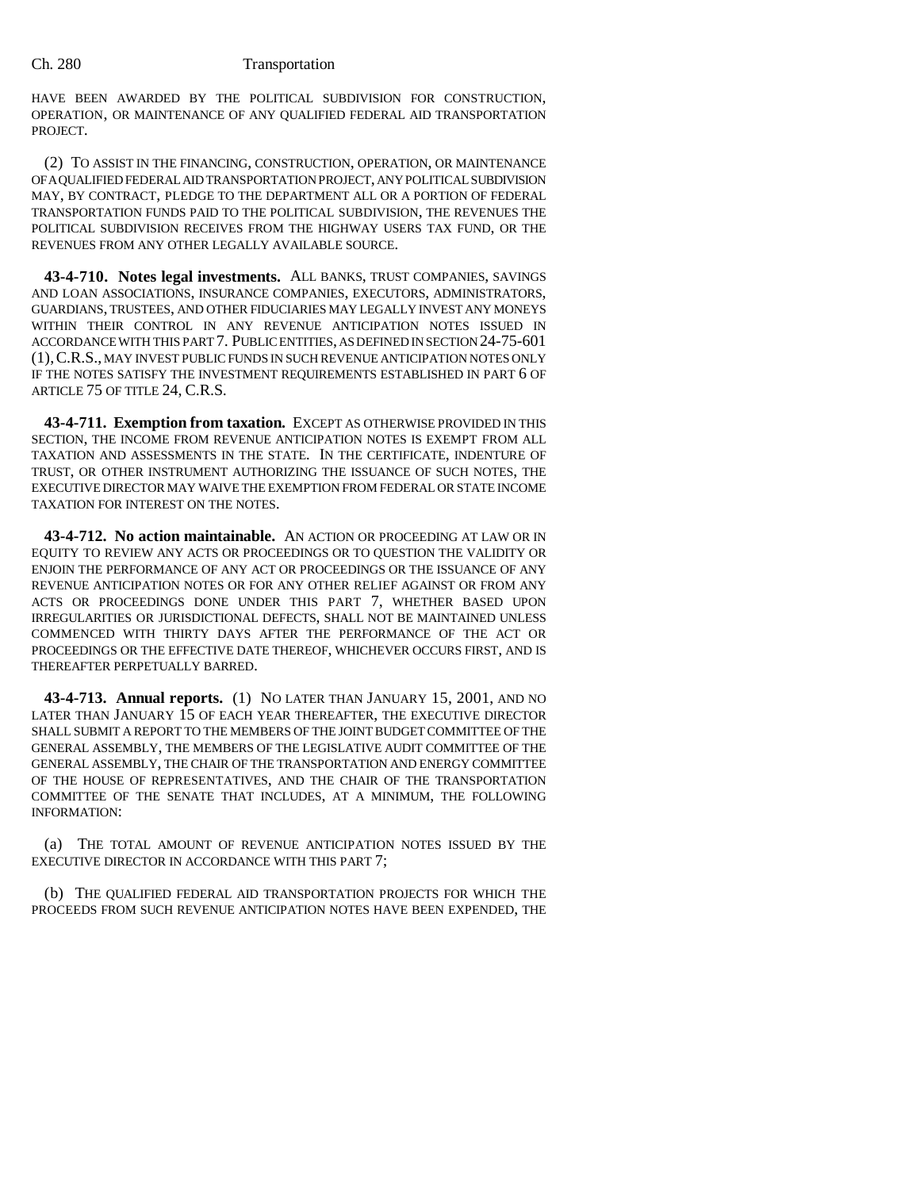HAVE BEEN AWARDED BY THE POLITICAL SUBDIVISION FOR CONSTRUCTION, OPERATION, OR MAINTENANCE OF ANY QUALIFIED FEDERAL AID TRANSPORTATION PROJECT.

(2) TO ASSIST IN THE FINANCING, CONSTRUCTION, OPERATION, OR MAINTENANCE OF A QUALIFIED FEDERAL AID TRANSPORTATION PROJECT, ANY POLITICAL SUBDIVISION MAY, BY CONTRACT, PLEDGE TO THE DEPARTMENT ALL OR A PORTION OF FEDERAL TRANSPORTATION FUNDS PAID TO THE POLITICAL SUBDIVISION, THE REVENUES THE POLITICAL SUBDIVISION RECEIVES FROM THE HIGHWAY USERS TAX FUND, OR THE REVENUES FROM ANY OTHER LEGALLY AVAILABLE SOURCE.

**43-4-710. Notes legal investments.** ALL BANKS, TRUST COMPANIES, SAVINGS AND LOAN ASSOCIATIONS, INSURANCE COMPANIES, EXECUTORS, ADMINISTRATORS, GUARDIANS, TRUSTEES, AND OTHER FIDUCIARIES MAY LEGALLY INVEST ANY MONEYS WITHIN THEIR CONTROL IN ANY REVENUE ANTICIPATION NOTES ISSUED IN ACCORDANCE WITH THIS PART 7. PUBLIC ENTITIES, AS DEFINED IN SECTION 24-75-601 (1), C.R.S., MAY INVEST PUBLIC FUNDS IN SUCH REVENUE ANTICIPATION NOTES ONLY IF THE NOTES SATISFY THE INVESTMENT REQUIREMENTS ESTABLISHED IN PART 6 OF ARTICLE 75 OF TITLE 24, C.R.S.

**43-4-711. Exemption from taxation.** EXCEPT AS OTHERWISE PROVIDED IN THIS SECTION, THE INCOME FROM REVENUE ANTICIPATION NOTES IS EXEMPT FROM ALL TAXATION AND ASSESSMENTS IN THE STATE. IN THE CERTIFICATE, INDENTURE OF TRUST, OR OTHER INSTRUMENT AUTHORIZING THE ISSUANCE OF SUCH NOTES, THE EXECUTIVE DIRECTOR MAY WAIVE THE EXEMPTION FROM FEDERAL OR STATE INCOME TAXATION FOR INTEREST ON THE NOTES.

**43-4-712. No action maintainable.** AN ACTION OR PROCEEDING AT LAW OR IN EQUITY TO REVIEW ANY ACTS OR PROCEEDINGS OR TO QUESTION THE VALIDITY OR ENJOIN THE PERFORMANCE OF ANY ACT OR PROCEEDINGS OR THE ISSUANCE OF ANY REVENUE ANTICIPATION NOTES OR FOR ANY OTHER RELIEF AGAINST OR FROM ANY ACTS OR PROCEEDINGS DONE UNDER THIS PART 7, WHETHER BASED UPON IRREGULARITIES OR JURISDICTIONAL DEFECTS, SHALL NOT BE MAINTAINED UNLESS COMMENCED WITH THIRTY DAYS AFTER THE PERFORMANCE OF THE ACT OR PROCEEDINGS OR THE EFFECTIVE DATE THEREOF, WHICHEVER OCCURS FIRST, AND IS THEREAFTER PERPETUALLY BARRED.

**43-4-713. Annual reports.** (1) NO LATER THAN JANUARY 15, 2001, AND NO LATER THAN JANUARY 15 OF EACH YEAR THEREAFTER, THE EXECUTIVE DIRECTOR SHALL SUBMIT A REPORT TO THE MEMBERS OF THE JOINT BUDGET COMMITTEE OF THE GENERAL ASSEMBLY, THE MEMBERS OF THE LEGISLATIVE AUDIT COMMITTEE OF THE GENERAL ASSEMBLY, THE CHAIR OF THE TRANSPORTATION AND ENERGY COMMITTEE OF THE HOUSE OF REPRESENTATIVES, AND THE CHAIR OF THE TRANSPORTATION COMMITTEE OF THE SENATE THAT INCLUDES, AT A MINIMUM, THE FOLLOWING INFORMATION:

(a) THE TOTAL AMOUNT OF REVENUE ANTICIPATION NOTES ISSUED BY THE EXECUTIVE DIRECTOR IN ACCORDANCE WITH THIS PART 7;

(b) THE QUALIFIED FEDERAL AID TRANSPORTATION PROJECTS FOR WHICH THE PROCEEDS FROM SUCH REVENUE ANTICIPATION NOTES HAVE BEEN EXPENDED, THE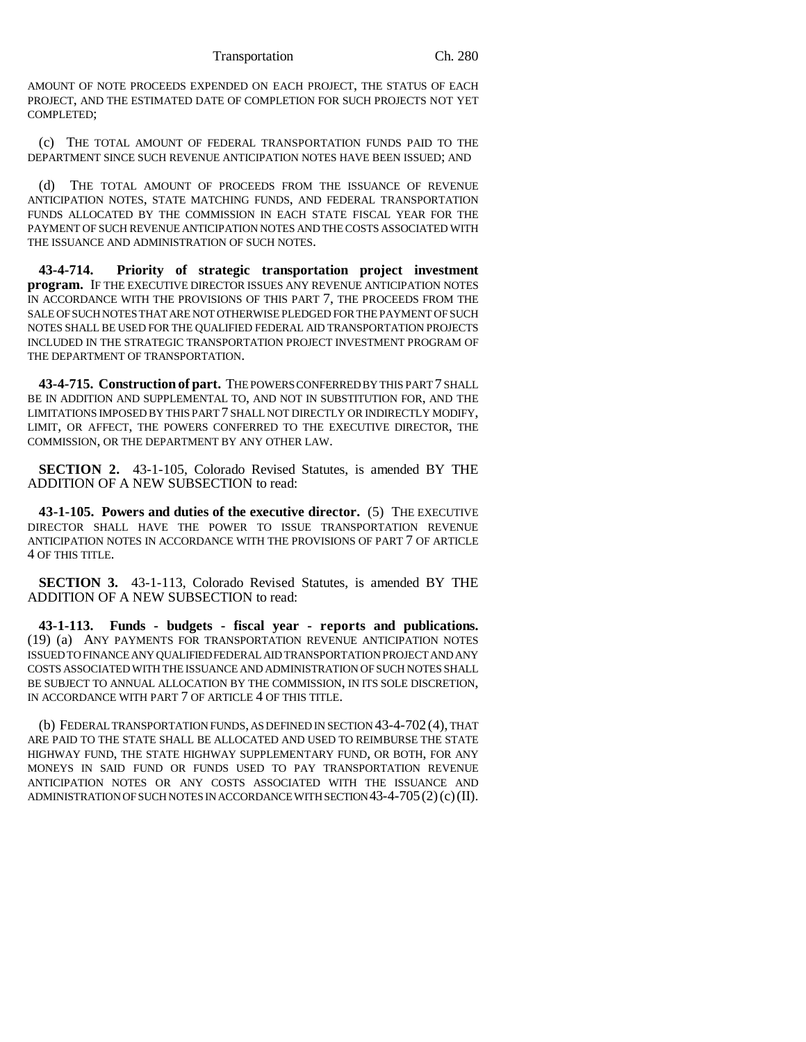AMOUNT OF NOTE PROCEEDS EXPENDED ON EACH PROJECT, THE STATUS OF EACH PROJECT, AND THE ESTIMATED DATE OF COMPLETION FOR SUCH PROJECTS NOT YET COMPLETED;

(c) THE TOTAL AMOUNT OF FEDERAL TRANSPORTATION FUNDS PAID TO THE DEPARTMENT SINCE SUCH REVENUE ANTICIPATION NOTES HAVE BEEN ISSUED; AND

(d) THE TOTAL AMOUNT OF PROCEEDS FROM THE ISSUANCE OF REVENUE ANTICIPATION NOTES, STATE MATCHING FUNDS, AND FEDERAL TRANSPORTATION FUNDS ALLOCATED BY THE COMMISSION IN EACH STATE FISCAL YEAR FOR THE PAYMENT OF SUCH REVENUE ANTICIPATION NOTES AND THE COSTS ASSOCIATED WITH THE ISSUANCE AND ADMINISTRATION OF SUCH NOTES.

**43-4-714. Priority of strategic transportation project investment program.** IF THE EXECUTIVE DIRECTOR ISSUES ANY REVENUE ANTICIPATION NOTES IN ACCORDANCE WITH THE PROVISIONS OF THIS PART 7, THE PROCEEDS FROM THE SALE OF SUCH NOTES THAT ARE NOT OTHERWISE PLEDGED FOR THE PAYMENT OF SUCH NOTES SHALL BE USED FOR THE QUALIFIED FEDERAL AID TRANSPORTATION PROJECTS INCLUDED IN THE STRATEGIC TRANSPORTATION PROJECT INVESTMENT PROGRAM OF THE DEPARTMENT OF TRANSPORTATION.

**43-4-715. Construction of part.** THE POWERS CONFERRED BY THIS PART 7 SHALL BE IN ADDITION AND SUPPLEMENTAL TO, AND NOT IN SUBSTITUTION FOR, AND THE LIMITATIONS IMPOSED BY THIS PART 7 SHALL NOT DIRECTLY OR INDIRECTLY MODIFY, LIMIT, OR AFFECT, THE POWERS CONFERRED TO THE EXECUTIVE DIRECTOR, THE COMMISSION, OR THE DEPARTMENT BY ANY OTHER LAW.

**SECTION 2.** 43-1-105, Colorado Revised Statutes, is amended BY THE ADDITION OF A NEW SUBSECTION to read:

**43-1-105. Powers and duties of the executive director.** (5) THE EXECUTIVE DIRECTOR SHALL HAVE THE POWER TO ISSUE TRANSPORTATION REVENUE ANTICIPATION NOTES IN ACCORDANCE WITH THE PROVISIONS OF PART 7 OF ARTICLE 4 OF THIS TITLE.

**SECTION 3.** 43-1-113, Colorado Revised Statutes, is amended BY THE ADDITION OF A NEW SUBSECTION to read:

**43-1-113. Funds - budgets - fiscal year - reports and publications.** (19) (a) ANY PAYMENTS FOR TRANSPORTATION REVENUE ANTICIPATION NOTES ISSUED TO FINANCE ANY QUALIFIED FEDERAL AID TRANSPORTATION PROJECT AND ANY COSTS ASSOCIATED WITH THE ISSUANCE AND ADMINISTRATION OF SUCH NOTES SHALL BE SUBJECT TO ANNUAL ALLOCATION BY THE COMMISSION, IN ITS SOLE DISCRETION, IN ACCORDANCE WITH PART 7 OF ARTICLE 4 OF THIS TITLE.

(b) FEDERAL TRANSPORTATION FUNDS, AS DEFINED IN SECTION 43-4-702 (4), THAT ARE PAID TO THE STATE SHALL BE ALLOCATED AND USED TO REIMBURSE THE STATE HIGHWAY FUND, THE STATE HIGHWAY SUPPLEMENTARY FUND, OR BOTH, FOR ANY MONEYS IN SAID FUND OR FUNDS USED TO PAY TRANSPORTATION REVENUE ANTICIPATION NOTES OR ANY COSTS ASSOCIATED WITH THE ISSUANCE AND ADMINISTRATION OF SUCH NOTES IN ACCORDANCE WITH SECTION 43-4-705 (2) (c) (II).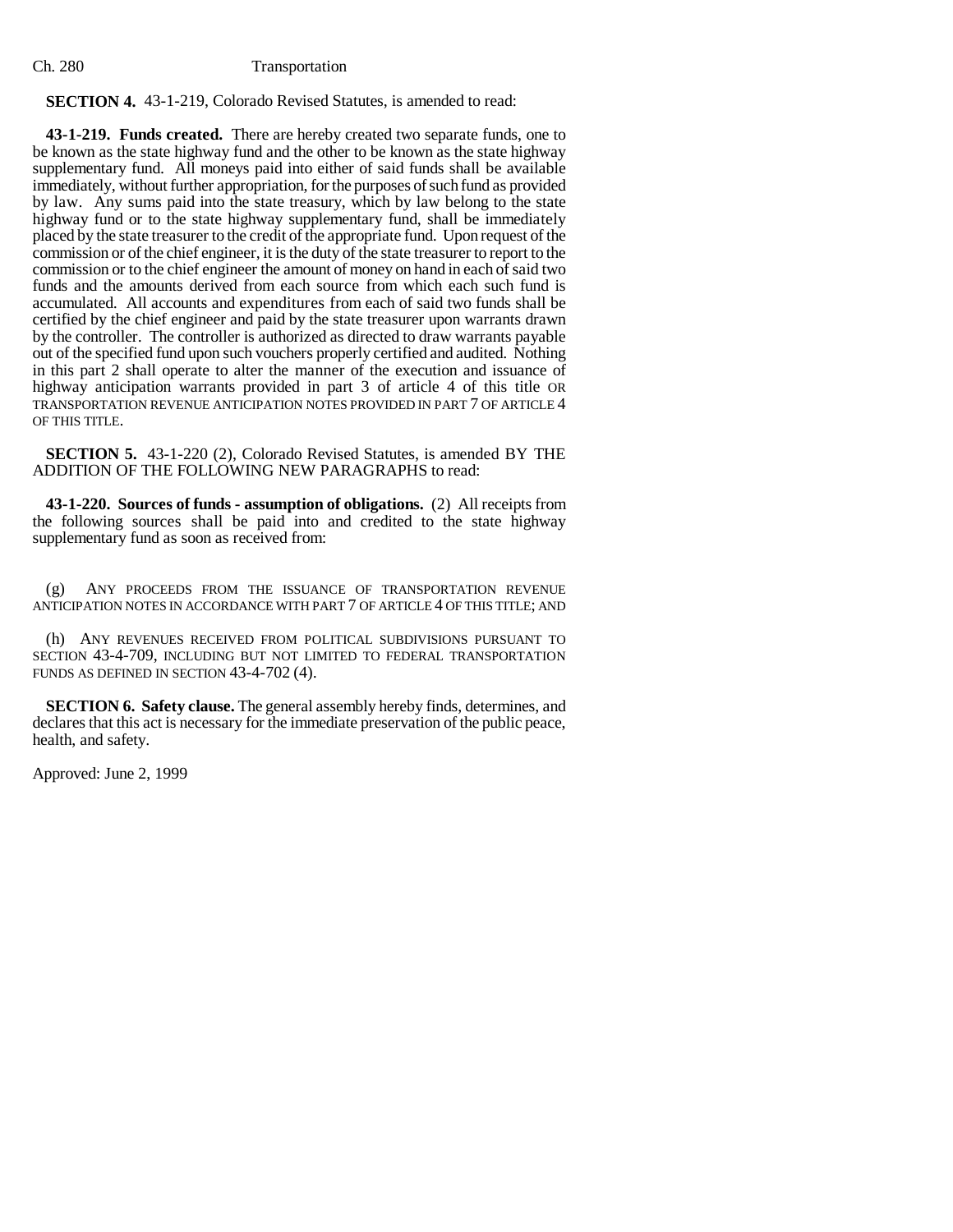**SECTION 4.** 43-1-219, Colorado Revised Statutes, is amended to read:

**43-1-219. Funds created.** There are hereby created two separate funds, one to be known as the state highway fund and the other to be known as the state highway supplementary fund. All moneys paid into either of said funds shall be available immediately, without further appropriation, for the purposes of such fund as provided by law. Any sums paid into the state treasury, which by law belong to the state highway fund or to the state highway supplementary fund, shall be immediately placed by the state treasurer to the credit of the appropriate fund. Upon request of the commission or of the chief engineer, it is the duty of the state treasurer to report to the commission or to the chief engineer the amount of money on hand in each of said two funds and the amounts derived from each source from which each such fund is accumulated. All accounts and expenditures from each of said two funds shall be certified by the chief engineer and paid by the state treasurer upon warrants drawn by the controller. The controller is authorized as directed to draw warrants payable out of the specified fund upon such vouchers properly certified and audited. Nothing in this part 2 shall operate to alter the manner of the execution and issuance of highway anticipation warrants provided in part 3 of article 4 of this title OR TRANSPORTATION REVENUE ANTICIPATION NOTES PROVIDED IN PART 7 OF ARTICLE 4 OF THIS TITLE.

**SECTION 5.** 43-1-220 (2), Colorado Revised Statutes, is amended BY THE ADDITION OF THE FOLLOWING NEW PARAGRAPHS to read:

**43-1-220. Sources of funds - assumption of obligations.** (2) All receipts from the following sources shall be paid into and credited to the state highway supplementary fund as soon as received from:

(g) ANY PROCEEDS FROM THE ISSUANCE OF TRANSPORTATION REVENUE ANTICIPATION NOTES IN ACCORDANCE WITH PART 7 OF ARTICLE 4 OF THIS TITLE; AND

(h) ANY REVENUES RECEIVED FROM POLITICAL SUBDIVISIONS PURSUANT TO SECTION 43-4-709, INCLUDING BUT NOT LIMITED TO FEDERAL TRANSPORTATION FUNDS AS DEFINED IN SECTION 43-4-702 (4).

**SECTION 6. Safety clause.** The general assembly hereby finds, determines, and declares that this act is necessary for the immediate preservation of the public peace, health, and safety.

Approved: June 2, 1999